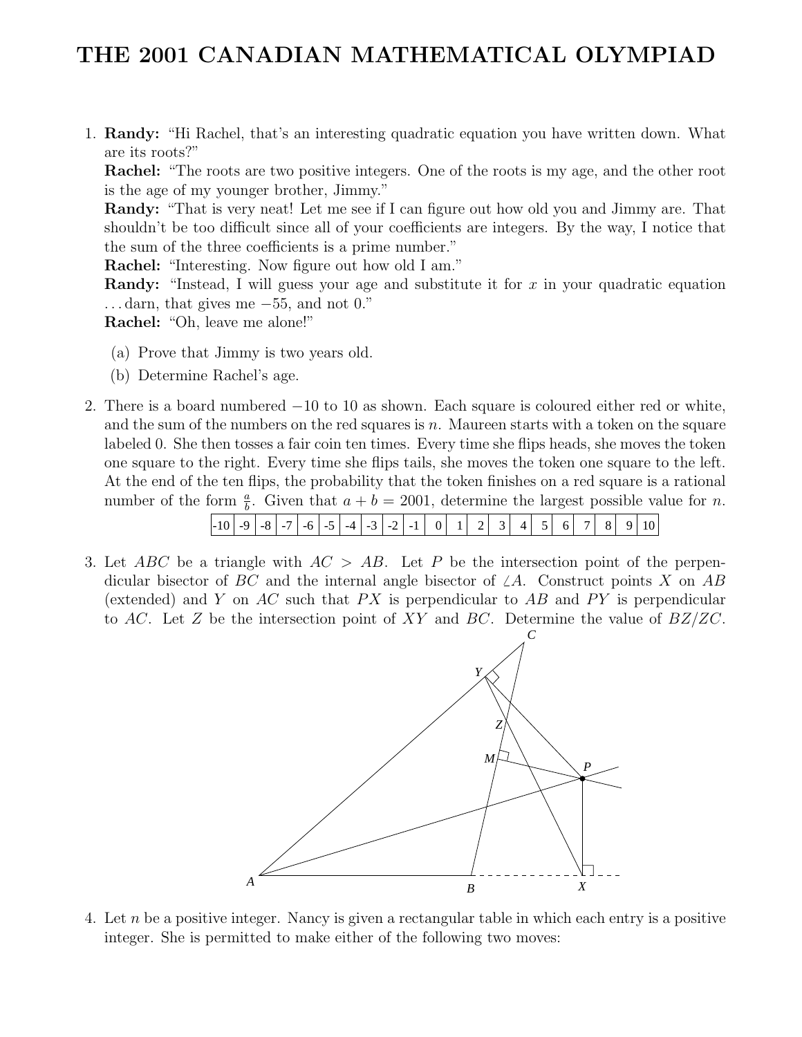# THE 2001 CANADIAN MATHEMATICAL OLYMPIAD

1. **Randy:** "Hi Rachel, that's an interesting quadratic equation you have written down. What are its roots?"

   **Rachel:** "The roots are two positive integers. One of the roots is my age, and the other root is the age of my younger brother, Jimmy."

   **Randy:** "That is very neat! Let me see if I can figure out how old you and Jimmy are. That shouldn't be too difficult since all of your coefficients are integers. By the way, I notice that the sum of the three coefficients is a prime number."

   **Rachel:** "Interesting. Now figure out how old I am."

   **Randy:** "Instead, I will guess your age and substitute it for $x$ in your quadratic equation . . . darn, that gives me $-55$, and not 0."

   **Rachel:** "Oh, leave me alone!"

   (a) Prove that Jimmy is two years old.

   (b) Determine Rachel's age.

2. There is a board numbered $-10$ to 10 as shown. Each square is coloured either red or white, and the sum of the numbers on the red squares is $n$. Maureen starts with a token on the square labeled 0. She then tosses a fair coin ten times. Every time she flips heads, she moves the token one square to the right. Every time she flips tails, she moves the token one square to the left. At the end of the ten flips, the probability that the token finishes on a red square is a rational number of the form $\frac{a}{b}$. Given that $a + b = 2001$, determine the largest possible value for $n$.

| -10 | -9 | -8 | -7 | -6 | -5 | -4 | -3 | -2 | -1 | 0 | 1 | 2 | 3 | 4 | 5 | 6 | 7 | 8 | 9 | 10 |
|---|---|---|---|---|---|---|---|---|---|---|---|---|---|---|---|---|---|---|---|---|

3. Let $ABC$ be a triangle with $AC > AB$. Let $P$ be the intersection point of the perpendicular bisector of $BC$ and the internal angle bisector of $\angle A$. Construct points $X$ on $AB$ (extended) and $Y$ on $AC$ such that $PX$ is perpendicular to $AB$ and $PY$ is perpendicular to $AC$. Let $Z$ be the intersection point of $XY$ and $BC$. Determine the value of $BZ/ZC$.

4. Let $n$ be a positive integer. Nancy is given a rectangular table in which each entry is a positive integer. She is permitted to make either of the following two moves: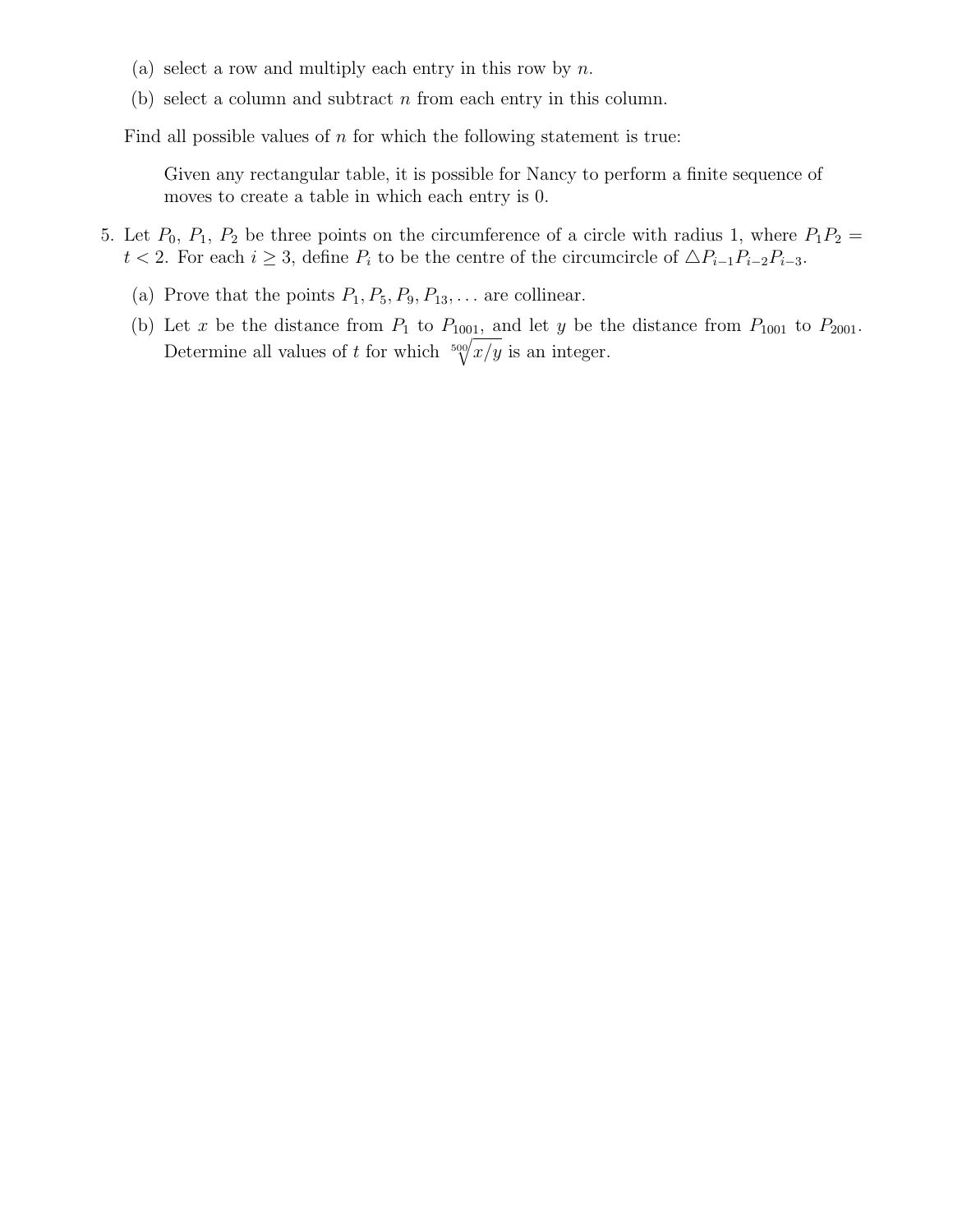(a) select a row and multiply each entry in this row by $n$.

(b) select a column and subtract $n$ from each entry in this column.

Find all possible values of $n$ for which the following statement is true:

> Given any rectangular table, it is possible for Nancy to perform a finite sequence of moves to create a table in which each entry is 0.

5. Let $P_0$, $P_1$, $P_2$ be three points on the circumference of a circle with radius 1, where $P_1P_2 = t < 2$. For each $i \geq 3$, define $P_i$ to be the centre of the circumcircle of $\triangle P_{i-1}P_{i-2}P_{i-3}$.

   (a) Prove that the points $P_1, P_5, P_9, P_{13}, \ldots$ are collinear.

   (b) Let $x$ be the distance from $P_1$ to $P_{1001}$, and let $y$ be the distance from $P_{1001}$ to $P_{2001}$. Determine all values of $t$ for which $\sqrt[500]{x/y}$ is an integer.